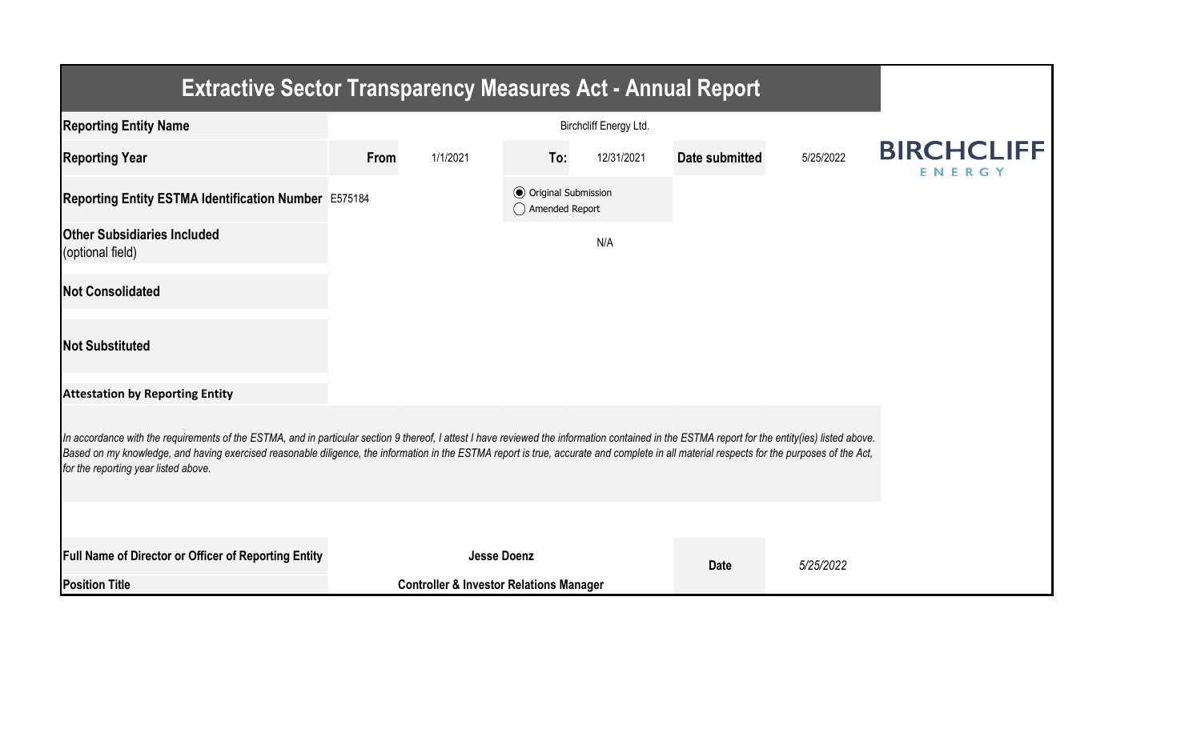# Extractive Sector Transparency Measures Act - Annual Report

**BIRCHCLIFF ENERGY**

| | | | | | | |
|---|---|---|---|---|---|---|
| **Reporting Entity Name** | Birchcliff Energy Ltd. | | | | | |
| **Reporting Year** | **From** | 1/1/2021 | **To:** | 12/31/2021 | **Date submitted** | 5/25/2022 |
| **Reporting Entity ESTMA Identification Number** | E575184 | | ◉ Original Submission ◯ Amended Report | | | |
| **Other Subsidiaries Included** (optional field) | N/A | | | | | |
| **Not Consolidated** | | | | | | |
| **Not Substituted** | | | | | | |

**Attestation by Reporting Entity**

*In accordance with the requirements of the ESTMA, and in particular section 9 thereof, I attest I have reviewed the information contained in the ESTMA report for the entity(ies) listed above. Based on my knowledge, and having exercised reasonable diligence, the information in the ESTMA report is true, accurate and complete in all material respects for the purposes of the Act, for the reporting year listed above.*

| | | | |
|---|---|---|---|
| **Full Name of Director or Officer of Reporting Entity** | **Jesse Doenz** | **Date** | *5/25/2022* |
| **Position Title** | **Controller & Investor Relations Manager** | | |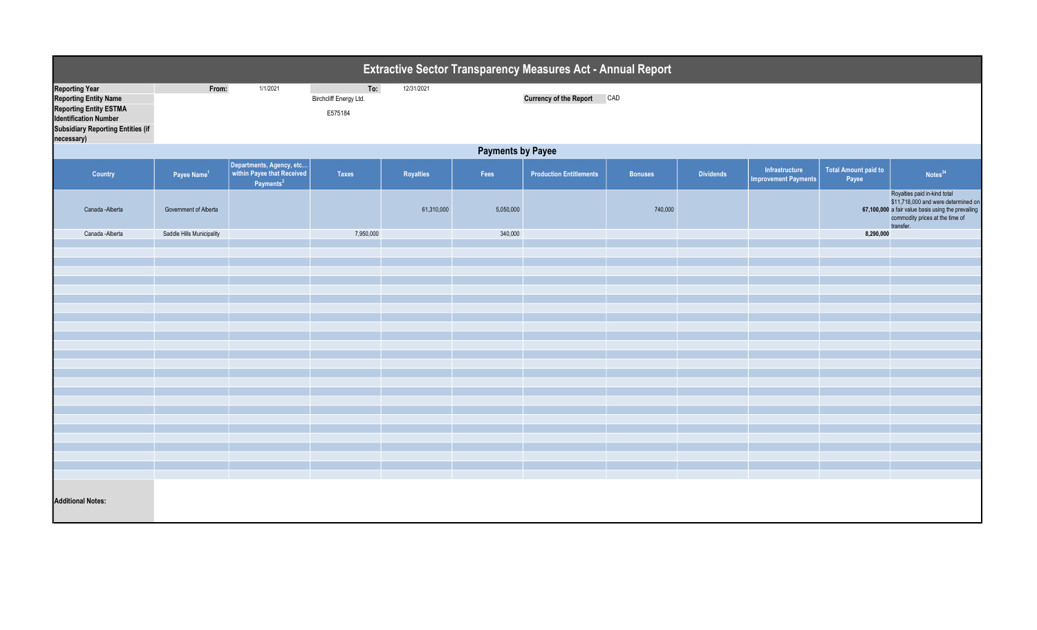# Extractive Sector Transparency Measures Act - Annual Report

| | | | | |
|---|---|---|---|---|
| **Reporting Year** | **From:** | 1/1/2021 | **To:** | 12/31/2021 |
| **Reporting Entity Name** | | Birchcliff Energy Ltd. | **Currency of the Report** | CAD |
| **Reporting Entity ESTMA Identification Number** | | E575184 | | |
| **Subsidiary Reporting Entities (if necessary)** | | | | |

## Payments by Payee

| Country | Payee Name[1] | Departments, Agency, etc... within Payee that Received Payments[2] | Taxes | Royalties | Fees | Production Entitlements | Bonuses | Dividends | Infrastructure Improvement Payments | Total Amount paid to Payee | Notes[34] |
|---|---|---|---|---|---|---|---|---|---|---|---|
| Canada -Alberta | Government of Alberta | | | 61,310,000 | 5,050,000 | | 740,000 | | | **67,100,000** | Royalties paid in-kind total $11,718,000 and were determined on a fair value basis using the prevailing commodity prices at the time of transfer. |
| Canada -Alberta | Saddle Hills Municipality | | 7,950,000 | | 340,000 | | | | | **8,290,000** | |

**Additional Notes:**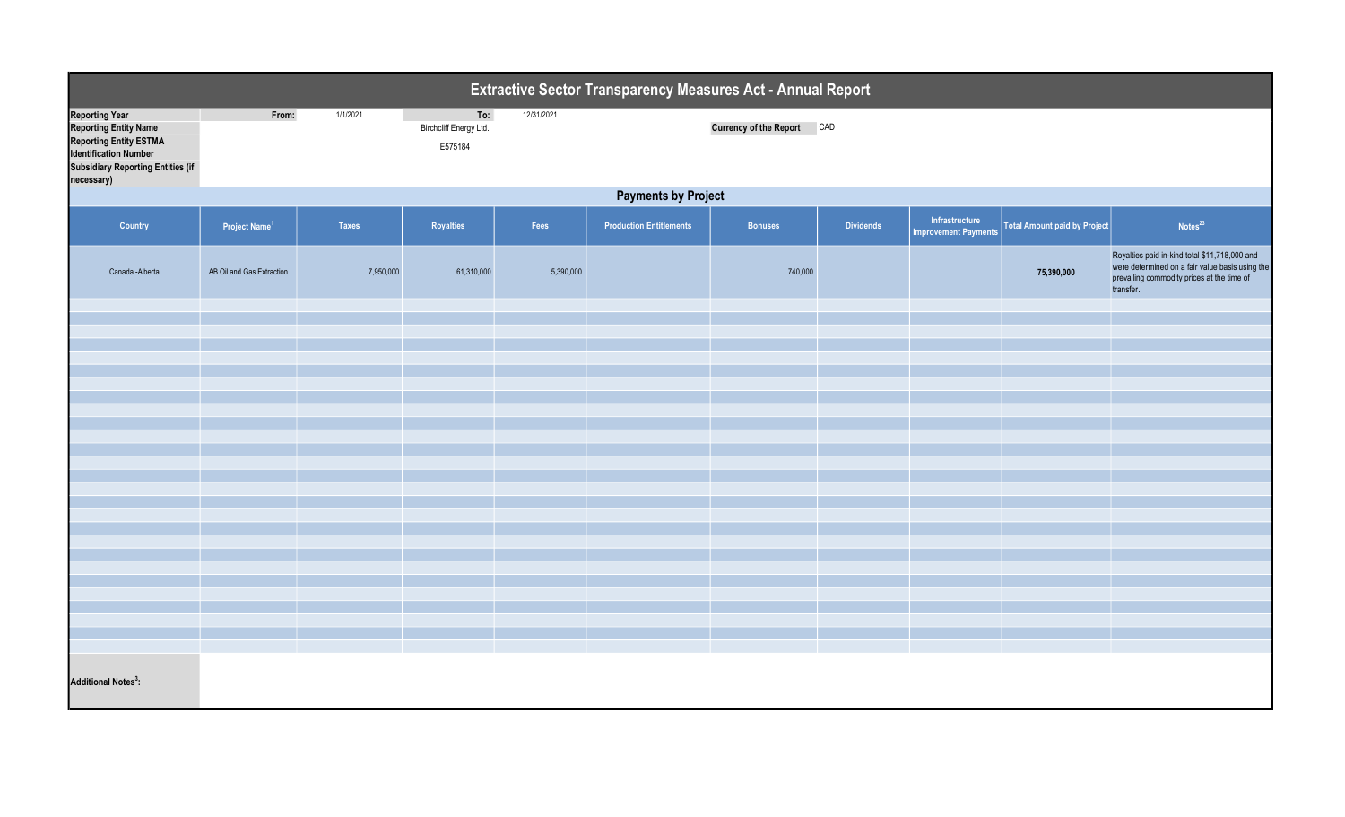# Extractive Sector Transparency Measures Act - Annual Report

| | | | | | | |
|---|---|---|---|---|---|---|
| **Reporting Year** | **From:** | 1/1/2021 | **To:** | 12/31/2021 | | |
| **Reporting Entity Name** | | | Birchcliff Energy Ltd. | | **Currency of the Report** | CAD |
| **Reporting Entity ESTMA Identification Number** | | | E575184 | | | |
| **Subsidiary Reporting Entities (if necessary)** | | | | | | |

## Payments by Project

| Country | Project Name[1] | Taxes | Royalties | Fees | Production Entitlements | Bonuses | Dividends | Infrastructure Improvement Payments | Total Amount paid by Project | Notes[23] |
|---|---|---|---|---|---|---|---|---|---|---|
| Canada -Alberta | AB Oil and Gas Extraction | 7,950,000 | 61,310,000 | 5,390,000 | | 740,000 | | | **75,390,000** | Royalties paid in-kind total $11,718,000 and were determined on a fair value basis using the prevailing commodity prices at the time of transfer. |

**Additional Notes[3]:**